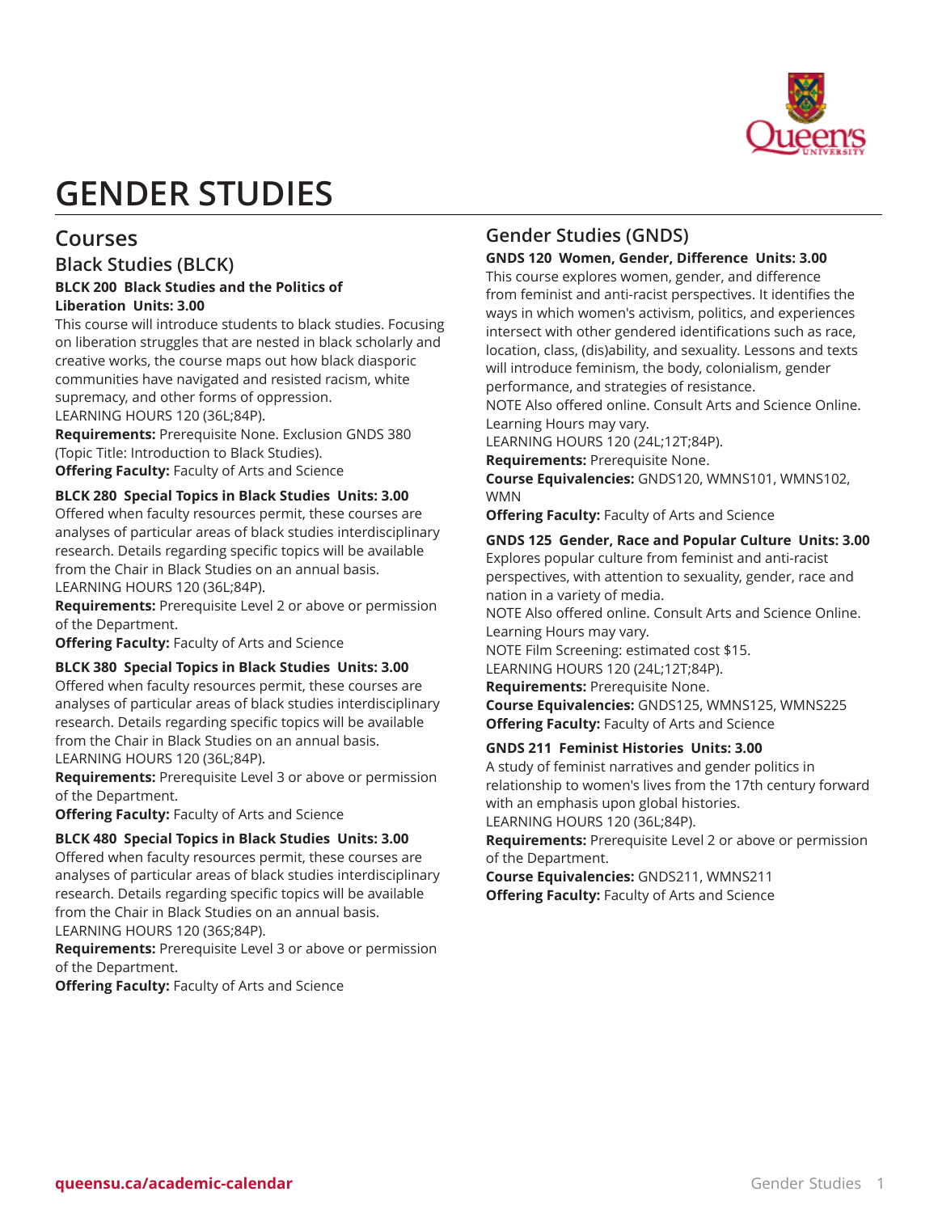# GENDER STUDIES

## Courses

### Black Studies (BLCK)

**BLCK 200 Black Studies and the Politics of Liberation Units: 3.00**

This course will introduce students to black studies. Focusing on liberation struggles that are nested in black scholarly and creative works, the course maps out how black diasporic communities have navigated and resisted racism, white supremacy, and other forms of oppression.
LEARNING HOURS 120 (36L;84P).

**Requirements:** Prerequisite None. Exclusion GNDS 380 (Topic Title: Introduction to Black Studies).

**Offering Faculty:** Faculty of Arts and Science

**BLCK 280 Special Topics in Black Studies Units: 3.00**

Offered when faculty resources permit, these courses are analyses of particular areas of black studies interdisciplinary research. Details regarding specific topics will be available from the Chair in Black Studies on an annual basis.
LEARNING HOURS 120 (36L;84P).

**Requirements:** Prerequisite Level 2 or above or permission of the Department.

**Offering Faculty:** Faculty of Arts and Science

**BLCK 380 Special Topics in Black Studies Units: 3.00**

Offered when faculty resources permit, these courses are analyses of particular areas of black studies interdisciplinary research. Details regarding specific topics will be available from the Chair in Black Studies on an annual basis.
LEARNING HOURS 120 (36L;84P).

**Requirements:** Prerequisite Level 3 or above or permission of the Department.

**Offering Faculty:** Faculty of Arts and Science

**BLCK 480 Special Topics in Black Studies Units: 3.00**

Offered when faculty resources permit, these courses are analyses of particular areas of black studies interdisciplinary research. Details regarding specific topics will be available from the Chair in Black Studies on an annual basis.
LEARNING HOURS 120 (36S;84P).

**Requirements:** Prerequisite Level 3 or above or permission of the Department.

**Offering Faculty:** Faculty of Arts and Science

### Gender Studies (GNDS)

**GNDS 120 Women, Gender, Difference Units: 3.00**

This course explores women, gender, and difference from feminist and anti-racist perspectives. It identifies the ways in which women's activism, politics, and experiences intersect with other gendered identifications such as race, location, class, (dis)ability, and sexuality. Lessons and texts will introduce feminism, the body, colonialism, gender performance, and strategies of resistance.
NOTE Also offered online. Consult Arts and Science Online. Learning Hours may vary.
LEARNING HOURS 120 (24L;12T;84P).

**Requirements:** Prerequisite None.

**Course Equivalencies:** GNDS120, WMNS101, WMNS102, WMN

**Offering Faculty:** Faculty of Arts and Science

**GNDS 125 Gender, Race and Popular Culture Units: 3.00**

Explores popular culture from feminist and anti-racist perspectives, with attention to sexuality, gender, race and nation in a variety of media.
NOTE Also offered online. Consult Arts and Science Online. Learning Hours may vary.
NOTE Film Screening: estimated cost $15.
LEARNING HOURS 120 (24L;12T;84P).

**Requirements:** Prerequisite None.

**Course Equivalencies:** GNDS125, WMNS125, WMNS225

**Offering Faculty:** Faculty of Arts and Science

**GNDS 211 Feminist Histories Units: 3.00**

A study of feminist narratives and gender politics in relationship to women's lives from the 17th century forward with an emphasis upon global histories.
LEARNING HOURS 120 (36L;84P).

**Requirements:** Prerequisite Level 2 or above or permission of the Department.

**Course Equivalencies:** GNDS211, WMNS211

**Offering Faculty:** Faculty of Arts and Science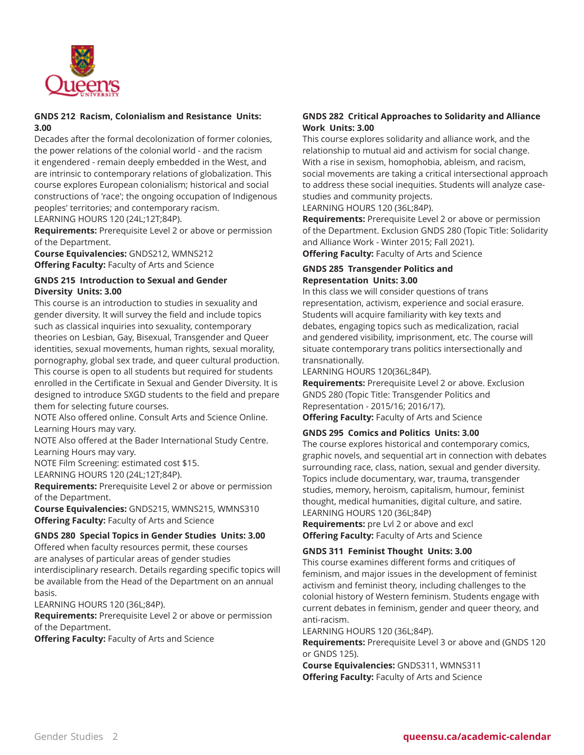### GNDS 212 Racism, Colonialism and Resistance Units: 3.00

Decades after the formal decolonization of former colonies, the power relations of the colonial world - and the racism it engendered - remain deeply embedded in the West, and are intrinsic to contemporary relations of globalization. This course explores European colonialism; historical and social constructions of 'race'; the ongoing occupation of Indigenous peoples' territories; and contemporary racism.
LEARNING HOURS 120 (24L;12T;84P).

**Requirements:** Prerequisite Level 2 or above or permission of the Department.

**Course Equivalencies:** GNDS212, WMNS212

**Offering Faculty:** Faculty of Arts and Science

### GNDS 215 Introduction to Sexual and Gender Diversity Units: 3.00

This course is an introduction to studies in sexuality and gender diversity. It will survey the field and include topics such as classical inquiries into sexuality, contemporary theories on Lesbian, Gay, Bisexual, Transgender and Queer identities, sexual movements, human rights, sexual morality, pornography, global sex trade, and queer cultural production. This course is open to all students but required for students enrolled in the Certificate in Sexual and Gender Diversity. It is designed to introduce SXGD students to the field and prepare them for selecting future courses.
NOTE Also offered online. Consult Arts and Science Online. Learning Hours may vary.
NOTE Also offered at the Bader International Study Centre. Learning Hours may vary.
NOTE Film Screening: estimated cost $15.
LEARNING HOURS 120 (24L;12T;84P).

**Requirements:** Prerequisite Level 2 or above or permission of the Department.

**Course Equivalencies:** GNDS215, WMNS215, WMNS310

**Offering Faculty:** Faculty of Arts and Science

### GNDS 280 Special Topics in Gender Studies Units: 3.00

Offered when faculty resources permit, these courses are analyses of particular areas of gender studies interdisciplinary research. Details regarding specific topics will be available from the Head of the Department on an annual basis.
LEARNING HOURS 120 (36L;84P).

**Requirements:** Prerequisite Level 2 or above or permission of the Department.

**Offering Faculty:** Faculty of Arts and Science

### GNDS 282 Critical Approaches to Solidarity and Alliance Work Units: 3.00

This course explores solidarity and alliance work, and the relationship to mutual aid and activism for social change. With a rise in sexism, homophobia, ableism, and racism, social movements are taking a critical intersectional approach to address these social inequities. Students will analyze case-studies and community projects.
LEARNING HOURS 120 (36L;84P).

**Requirements:** Prerequisite Level 2 or above or permission of the Department. Exclusion GNDS 280 (Topic Title: Solidarity and Alliance Work - Winter 2015; Fall 2021).

**Offering Faculty:** Faculty of Arts and Science

### GNDS 285 Transgender Politics and Representation Units: 3.00

In this class we will consider questions of trans representation, activism, experience and social erasure. Students will acquire familiarity with key texts and debates, engaging topics such as medicalization, racial and gendered visibility, imprisonment, etc. The course will situate contemporary trans politics intersectionally and transnationally.
LEARNING HOURS 120(36L;84P).

**Requirements:** Prerequisite Level 2 or above. Exclusion GNDS 280 (Topic Title: Transgender Politics and Representation - 2015/16; 2016/17).

**Offering Faculty:** Faculty of Arts and Science

### GNDS 295 Comics and Politics Units: 3.00

The course explores historical and contemporary comics, graphic novels, and sequential art in connection with debates surrounding race, class, nation, sexual and gender diversity. Topics include documentary, war, trauma, transgender studies, memory, heroism, capitalism, humour, feminist thought, medical humanities, digital culture, and satire.
LEARNING HOURS 120 (36L;84P)

**Requirements:** pre Lvl 2 or above and excl

**Offering Faculty:** Faculty of Arts and Science

### GNDS 311 Feminist Thought Units: 3.00

This course examines different forms and critiques of feminism, and major issues in the development of feminist activism and feminist theory, including challenges to the colonial history of Western feminism. Students engage with current debates in feminism, gender and queer theory, and anti-racism.
LEARNING HOURS 120 (36L;84P).

**Requirements:** Prerequisite Level 3 or above and (GNDS 120 or GNDS 125).

**Course Equivalencies:** GNDS311, WMNS311

**Offering Faculty:** Faculty of Arts and Science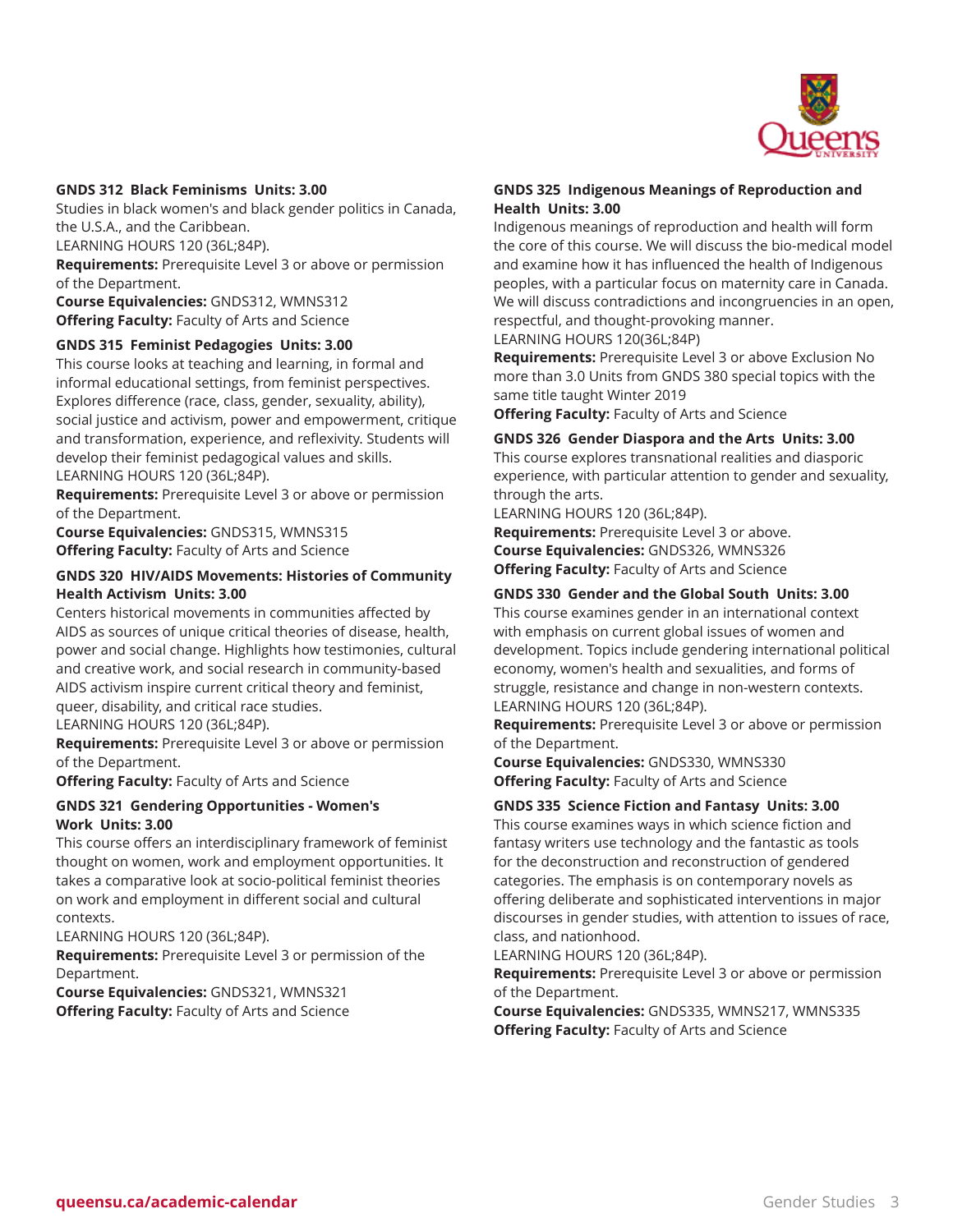**GNDS 312 Black Feminisms Units: 3.00**
Studies in black women's and black gender politics in Canada, the U.S.A., and the Caribbean.
LEARNING HOURS 120 (36L;84P).
**Requirements:** Prerequisite Level 3 or above or permission of the Department.
**Course Equivalencies:** GNDS312, WMNS312
**Offering Faculty:** Faculty of Arts and Science

**GNDS 315 Feminist Pedagogies Units: 3.00**
This course looks at teaching and learning, in formal and informal educational settings, from feminist perspectives. Explores difference (race, class, gender, sexuality, ability), social justice and activism, power and empowerment, critique and transformation, experience, and reflexivity. Students will develop their feminist pedagogical values and skills.
LEARNING HOURS 120 (36L;84P).
**Requirements:** Prerequisite Level 3 or above or permission of the Department.
**Course Equivalencies:** GNDS315, WMNS315
**Offering Faculty:** Faculty of Arts and Science

**GNDS 320 HIV/AIDS Movements: Histories of Community Health Activism Units: 3.00**
Centers historical movements in communities affected by AIDS as sources of unique critical theories of disease, health, power and social change. Highlights how testimonies, cultural and creative work, and social research in community-based AIDS activism inspire current critical theory and feminist, queer, disability, and critical race studies.
LEARNING HOURS 120 (36L;84P).
**Requirements:** Prerequisite Level 3 or above or permission of the Department.
**Offering Faculty:** Faculty of Arts and Science

**GNDS 321 Gendering Opportunities - Women's Work Units: 3.00**
This course offers an interdisciplinary framework of feminist thought on women, work and employment opportunities. It takes a comparative look at socio-political feminist theories on work and employment in different social and cultural contexts.
LEARNING HOURS 120 (36L;84P).
**Requirements:** Prerequisite Level 3 or permission of the Department.
**Course Equivalencies:** GNDS321, WMNS321
**Offering Faculty:** Faculty of Arts and Science

**GNDS 325 Indigenous Meanings of Reproduction and Health Units: 3.00**
Indigenous meanings of reproduction and health will form the core of this course. We will discuss the bio-medical model and examine how it has influenced the health of Indigenous peoples, with a particular focus on maternity care in Canada. We will discuss contradictions and incongruencies in an open, respectful, and thought-provoking manner.
LEARNING HOURS 120(36L;84P)
**Requirements:** Prerequisite Level 3 or above Exclusion No more than 3.0 Units from GNDS 380 special topics with the same title taught Winter 2019
**Offering Faculty:** Faculty of Arts and Science

**GNDS 326 Gender Diaspora and the Arts Units: 3.00**
This course explores transnational realities and diasporic experience, with particular attention to gender and sexuality, through the arts.
LEARNING HOURS 120 (36L;84P).
**Requirements:** Prerequisite Level 3 or above.
**Course Equivalencies:** GNDS326, WMNS326
**Offering Faculty:** Faculty of Arts and Science

**GNDS 330 Gender and the Global South Units: 3.00**
This course examines gender in an international context with emphasis on current global issues of women and development. Topics include gendering international political economy, women's health and sexualities, and forms of struggle, resistance and change in non-western contexts.
LEARNING HOURS 120 (36L;84P).
**Requirements:** Prerequisite Level 3 or above or permission of the Department.
**Course Equivalencies:** GNDS330, WMNS330
**Offering Faculty:** Faculty of Arts and Science

**GNDS 335 Science Fiction and Fantasy Units: 3.00**
This course examines ways in which science fiction and fantasy writers use technology and the fantastic as tools for the deconstruction and reconstruction of gendered categories. The emphasis is on contemporary novels as offering deliberate and sophisticated interventions in major discourses in gender studies, with attention to issues of race, class, and nationhood.
LEARNING HOURS 120 (36L;84P).
**Requirements:** Prerequisite Level 3 or above or permission of the Department.
**Course Equivalencies:** GNDS335, WMNS217, WMNS335
**Offering Faculty:** Faculty of Arts and Science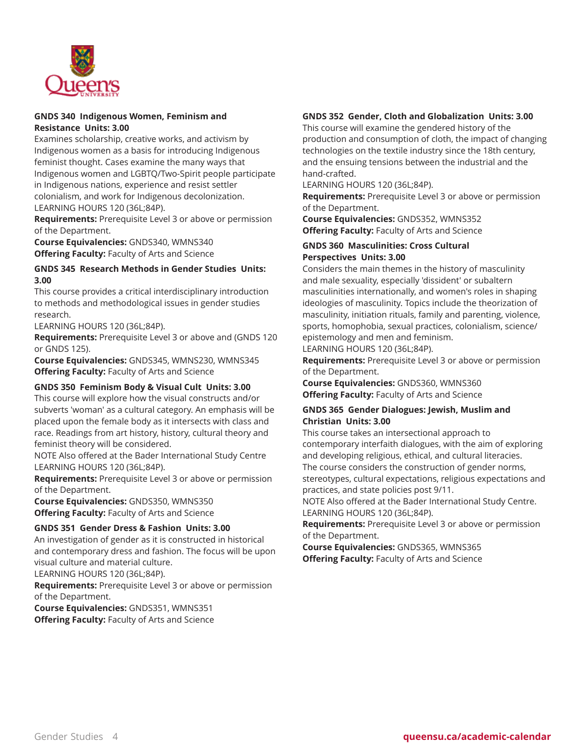### GNDS 340 Indigenous Women, Feminism and Resistance Units: 3.00

Examines scholarship, creative works, and activism by Indigenous women as a basis for introducing Indigenous feminist thought. Cases examine the many ways that Indigenous women and LGBTQ/Two-Spirit people participate in Indigenous nations, experience and resist settler colonialism, and work for Indigenous decolonization.
LEARNING HOURS 120 (36L;84P).
**Requirements:** Prerequisite Level 3 or above or permission of the Department.
**Course Equivalencies:** GNDS340, WMNS340
**Offering Faculty:** Faculty of Arts and Science

### GNDS 345 Research Methods in Gender Studies Units: 3.00

This course provides a critical interdisciplinary introduction to methods and methodological issues in gender studies research.
LEARNING HOURS 120 (36L;84P).
**Requirements:** Prerequisite Level 3 or above and (GNDS 120 or GNDS 125).
**Course Equivalencies:** GNDS345, WMNS230, WMNS345
**Offering Faculty:** Faculty of Arts and Science

### GNDS 350 Feminism Body & Visual Cult Units: 3.00

This course will explore how the visual constructs and/or subverts 'woman' as a cultural category. An emphasis will be placed upon the female body as it intersects with class and race. Readings from art history, history, cultural theory and feminist theory will be considered.
NOTE Also offered at the Bader International Study Centre
LEARNING HOURS 120 (36L;84P).
**Requirements:** Prerequisite Level 3 or above or permission of the Department.
**Course Equivalencies:** GNDS350, WMNS350
**Offering Faculty:** Faculty of Arts and Science

### GNDS 351 Gender Dress & Fashion Units: 3.00

An investigation of gender as it is constructed in historical and contemporary dress and fashion. The focus will be upon visual culture and material culture.
LEARNING HOURS 120 (36L;84P).
**Requirements:** Prerequisite Level 3 or above or permission of the Department.
**Course Equivalencies:** GNDS351, WMNS351
**Offering Faculty:** Faculty of Arts and Science

### GNDS 352 Gender, Cloth and Globalization Units: 3.00

This course will examine the gendered history of the production and consumption of cloth, the impact of changing technologies on the textile industry since the 18th century, and the ensuing tensions between the industrial and the hand-crafted.
LEARNING HOURS 120 (36L;84P).
**Requirements:** Prerequisite Level 3 or above or permission of the Department.
**Course Equivalencies:** GNDS352, WMNS352
**Offering Faculty:** Faculty of Arts and Science

### GNDS 360 Masculinities: Cross Cultural Perspectives Units: 3.00

Considers the main themes in the history of masculinity and male sexuality, especially 'dissident' or subaltern masculinities internationally, and women's roles in shaping ideologies of masculinity. Topics include the theorization of masculinity, initiation rituals, family and parenting, violence, sports, homophobia, sexual practices, colonialism, science/epistemology and men and feminism.
LEARNING HOURS 120 (36L;84P).
**Requirements:** Prerequisite Level 3 or above or permission of the Department.
**Course Equivalencies:** GNDS360, WMNS360
**Offering Faculty:** Faculty of Arts and Science

### GNDS 365 Gender Dialogues: Jewish, Muslim and Christian Units: 3.00

This course takes an intersectional approach to contemporary interfaith dialogues, with the aim of exploring and developing religious, ethical, and cultural literacies. The course considers the construction of gender norms, stereotypes, cultural expectations, religious expectations and practices, and state policies post 9/11.
NOTE Also offered at the Bader International Study Centre.
LEARNING HOURS 120 (36L;84P).
**Requirements:** Prerequisite Level 3 or above or permission of the Department.
**Course Equivalencies:** GNDS365, WMNS365
**Offering Faculty:** Faculty of Arts and Science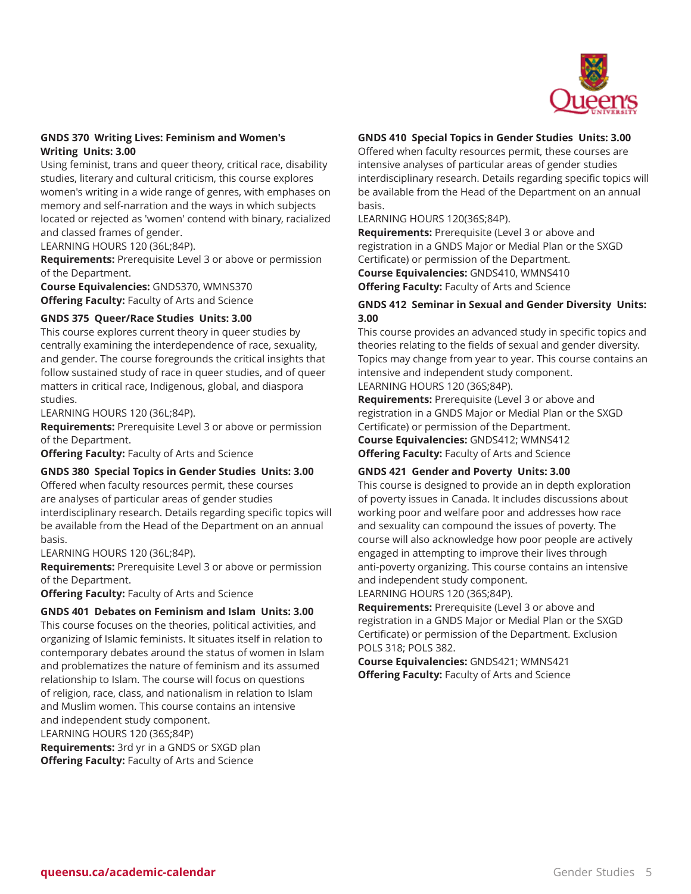### GNDS 370 Writing Lives: Feminism and Women's Writing Units: 3.00

Using feminist, trans and queer theory, critical race, disability studies, literary and cultural criticism, this course explores women's writing in a wide range of genres, with emphases on memory and self-narration and the ways in which subjects located or rejected as 'women' contend with binary, racialized and classed frames of gender.

LEARNING HOURS 120 (36L;84P).

**Requirements:** Prerequisite Level 3 or above or permission of the Department.

**Course Equivalencies:** GNDS370, WMNS370

**Offering Faculty:** Faculty of Arts and Science

### GNDS 375 Queer/Race Studies Units: 3.00

This course explores current theory in queer studies by centrally examining the interdependence of race, sexuality, and gender. The course foregrounds the critical insights that follow sustained study of race in queer studies, and of queer matters in critical race, Indigenous, global, and diaspora studies.

LEARNING HOURS 120 (36L;84P).

**Requirements:** Prerequisite Level 3 or above or permission of the Department.

**Offering Faculty:** Faculty of Arts and Science

### GNDS 380 Special Topics in Gender Studies Units: 3.00

Offered when faculty resources permit, these courses are analyses of particular areas of gender studies interdisciplinary research. Details regarding specific topics will be available from the Head of the Department on an annual basis.

LEARNING HOURS 120 (36L;84P).

**Requirements:** Prerequisite Level 3 or above or permission of the Department.

**Offering Faculty:** Faculty of Arts and Science

### GNDS 401 Debates on Feminism and Islam Units: 3.00

This course focuses on the theories, political activities, and organizing of Islamic feminists. It situates itself in relation to contemporary debates around the status of women in Islam and problematizes the nature of feminism and its assumed relationship to Islam. The course will focus on questions of religion, race, class, and nationalism in relation to Islam and Muslim women. This course contains an intensive and independent study component.

LEARNING HOURS 120 (36S;84P)

**Requirements:** 3rd yr in a GNDS or SXGD plan

**Offering Faculty:** Faculty of Arts and Science

### GNDS 410 Special Topics in Gender Studies Units: 3.00

Offered when faculty resources permit, these courses are intensive analyses of particular areas of gender studies interdisciplinary research. Details regarding specific topics will be available from the Head of the Department on an annual basis.

LEARNING HOURS 120(36S;84P).

**Requirements:** Prerequisite (Level 3 or above and registration in a GNDS Major or Medial Plan or the SXGD Certificate) or permission of the Department.

**Course Equivalencies:** GNDS410, WMNS410

**Offering Faculty:** Faculty of Arts and Science

### GNDS 412 Seminar in Sexual and Gender Diversity Units: 3.00

This course provides an advanced study in specific topics and theories relating to the fields of sexual and gender diversity. Topics may change from year to year. This course contains an intensive and independent study component.

LEARNING HOURS 120 (36S;84P).

**Requirements:** Prerequisite (Level 3 or above and registration in a GNDS Major or Medial Plan or the SXGD Certificate) or permission of the Department.

**Course Equivalencies:** GNDS412; WMNS412

**Offering Faculty:** Faculty of Arts and Science

### GNDS 421 Gender and Poverty Units: 3.00

This course is designed to provide an in depth exploration of poverty issues in Canada. It includes discussions about working poor and welfare poor and addresses how race and sexuality can compound the issues of poverty. The course will also acknowledge how poor people are actively engaged in attempting to improve their lives through anti-poverty organizing. This course contains an intensive and independent study component.

LEARNING HOURS 120 (36S;84P).

**Requirements:** Prerequisite (Level 3 or above and registration in a GNDS Major or Medial Plan or the SXGD Certificate) or permission of the Department. Exclusion POLS 318; POLS 382.

**Course Equivalencies:** GNDS421; WMNS421

**Offering Faculty:** Faculty of Arts and Science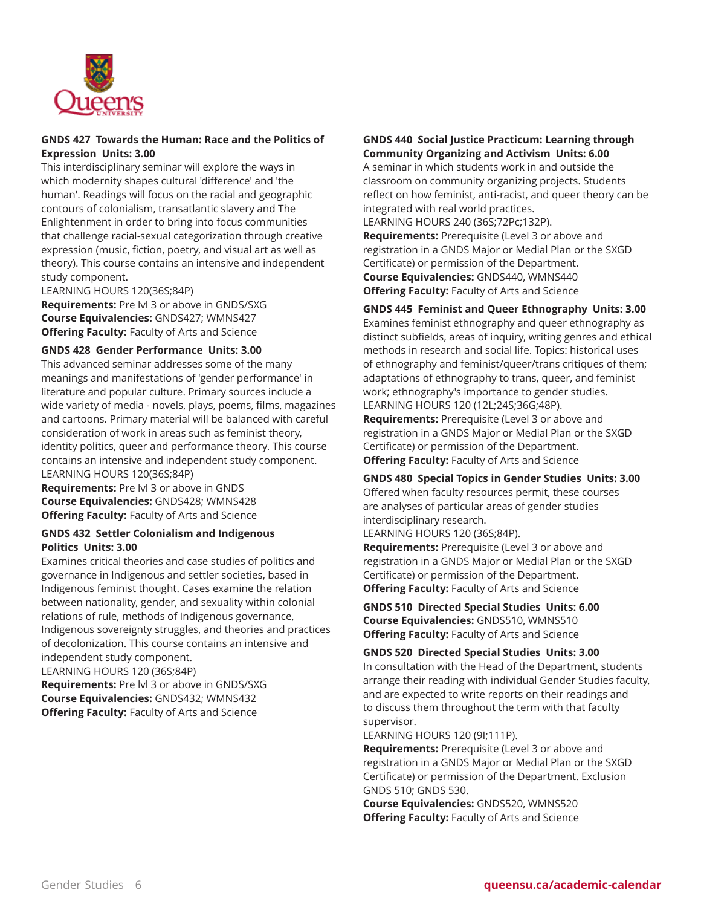**GNDS 427 Towards the Human: Race and the Politics of Expression Units: 3.00**
This interdisciplinary seminar will explore the ways in which modernity shapes cultural 'difference' and 'the human'. Readings will focus on the racial and geographic contours of colonialism, transatlantic slavery and The Enlightenment in order to bring into focus communities that challenge racial-sexual categorization through creative expression (music, fiction, poetry, and visual art as well as theory). This course contains an intensive and independent study component.
LEARNING HOURS 120(36S;84P)
**Requirements:** Pre lvl 3 or above in GNDS/SXG
**Course Equivalencies:** GNDS427; WMNS427
**Offering Faculty:** Faculty of Arts and Science

**GNDS 428 Gender Performance Units: 3.00**
This advanced seminar addresses some of the many meanings and manifestations of 'gender performance' in literature and popular culture. Primary sources include a wide variety of media - novels, plays, poems, films, magazines and cartoons. Primary material will be balanced with careful consideration of work in areas such as feminist theory, identity politics, queer and performance theory. This course contains an intensive and independent study component.
LEARNING HOURS 120(36S;84P)
**Requirements:** Pre lvl 3 or above in GNDS
**Course Equivalencies:** GNDS428; WMNS428
**Offering Faculty:** Faculty of Arts and Science

**GNDS 432 Settler Colonialism and Indigenous Politics Units: 3.00**
Examines critical theories and case studies of politics and governance in Indigenous and settler societies, based in Indigenous feminist thought. Cases examine the relation between nationality, gender, and sexuality within colonial relations of rule, methods of Indigenous governance, Indigenous sovereignty struggles, and theories and practices of decolonization. This course contains an intensive and independent study component.
LEARNING HOURS 120 (36S;84P)
**Requirements:** Pre lvl 3 or above in GNDS/SXG
**Course Equivalencies:** GNDS432; WMNS432
**Offering Faculty:** Faculty of Arts and Science

**GNDS 440 Social Justice Practicum: Learning through Community Organizing and Activism Units: 6.00**
A seminar in which students work in and outside the classroom on community organizing projects. Students reflect on how feminist, anti-racist, and queer theory can be integrated with real world practices.
LEARNING HOURS 240 (36S;72Pc;132P).
**Requirements:** Prerequisite (Level 3 or above and registration in a GNDS Major or Medial Plan or the SXGD Certificate) or permission of the Department.
**Course Equivalencies:** GNDS440, WMNS440
**Offering Faculty:** Faculty of Arts and Science

**GNDS 445 Feminist and Queer Ethnography Units: 3.00**
Examines feminist ethnography and queer ethnography as distinct subfields, areas of inquiry, writing genres and ethical methods in research and social life. Topics: historical uses of ethnography and feminist/queer/trans critiques of them; adaptations of ethnography to trans, queer, and feminist work; ethnography's importance to gender studies.
LEARNING HOURS 120 (12L;24S;36G;48P).
**Requirements:** Prerequisite (Level 3 or above and registration in a GNDS Major or Medial Plan or the SXGD Certificate) or permission of the Department.
**Offering Faculty:** Faculty of Arts and Science

**GNDS 480 Special Topics in Gender Studies Units: 3.00**
Offered when faculty resources permit, these courses are analyses of particular areas of gender studies interdisciplinary research.
LEARNING HOURS 120 (36S;84P).
**Requirements:** Prerequisite (Level 3 or above and registration in a GNDS Major or Medial Plan or the SXGD Certificate) or permission of the Department.
**Offering Faculty:** Faculty of Arts and Science

**GNDS 510 Directed Special Studies Units: 6.00**
**Course Equivalencies:** GNDS510, WMNS510
**Offering Faculty:** Faculty of Arts and Science

**GNDS 520 Directed Special Studies Units: 3.00**
In consultation with the Head of the Department, students arrange their reading with individual Gender Studies faculty, and are expected to write reports on their readings and to discuss them throughout the term with that faculty supervisor.
LEARNING HOURS 120 (9I;111P).
**Requirements:** Prerequisite (Level 3 or above and registration in a GNDS Major or Medial Plan or the SXGD Certificate) or permission of the Department. Exclusion GNDS 510; GNDS 530.
**Course Equivalencies:** GNDS520, WMNS520
**Offering Faculty:** Faculty of Arts and Science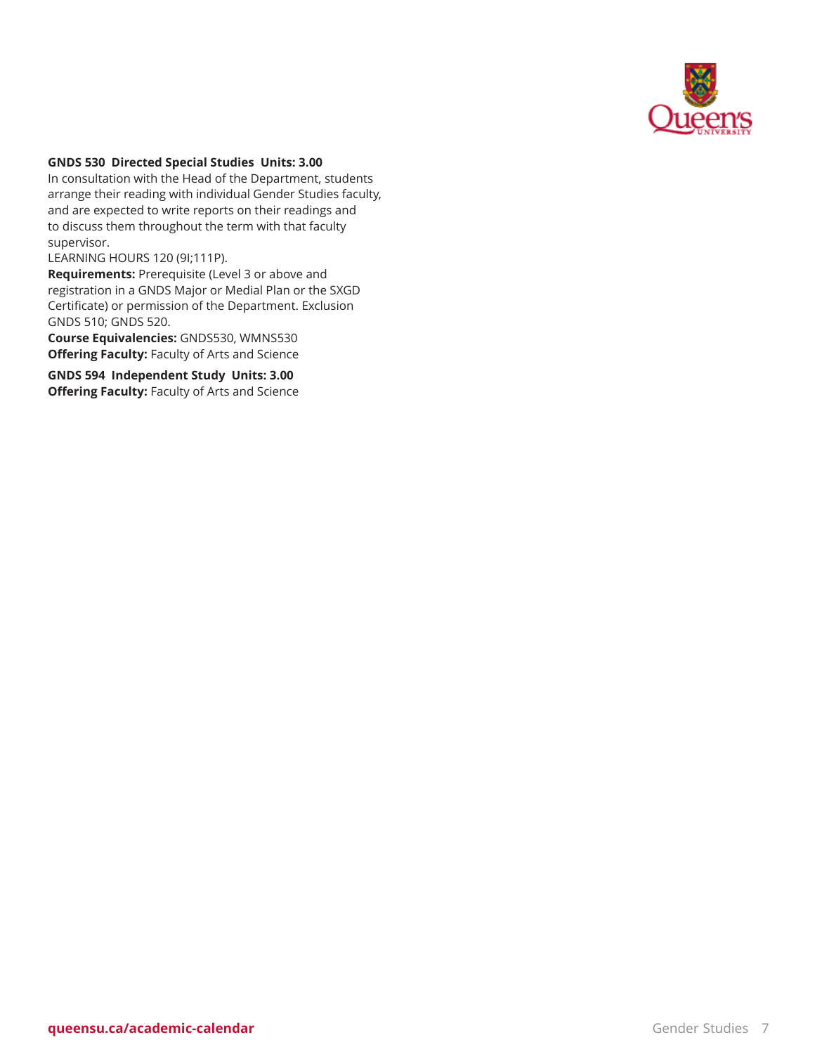**GNDS 530 Directed Special Studies Units: 3.00**
In consultation with the Head of the Department, students arrange their reading with individual Gender Studies faculty, and are expected to write reports on their readings and to discuss them throughout the term with that faculty supervisor.
LEARNING HOURS 120 (9I;111P).
**Requirements:** Prerequisite (Level 3 or above and registration in a GNDS Major or Medial Plan or the SXGD Certificate) or permission of the Department. Exclusion GNDS 510; GNDS 520.
**Course Equivalencies:** GNDS530, WMNS530
**Offering Faculty:** Faculty of Arts and Science

**GNDS 594 Independent Study Units: 3.00**
**Offering Faculty:** Faculty of Arts and Science